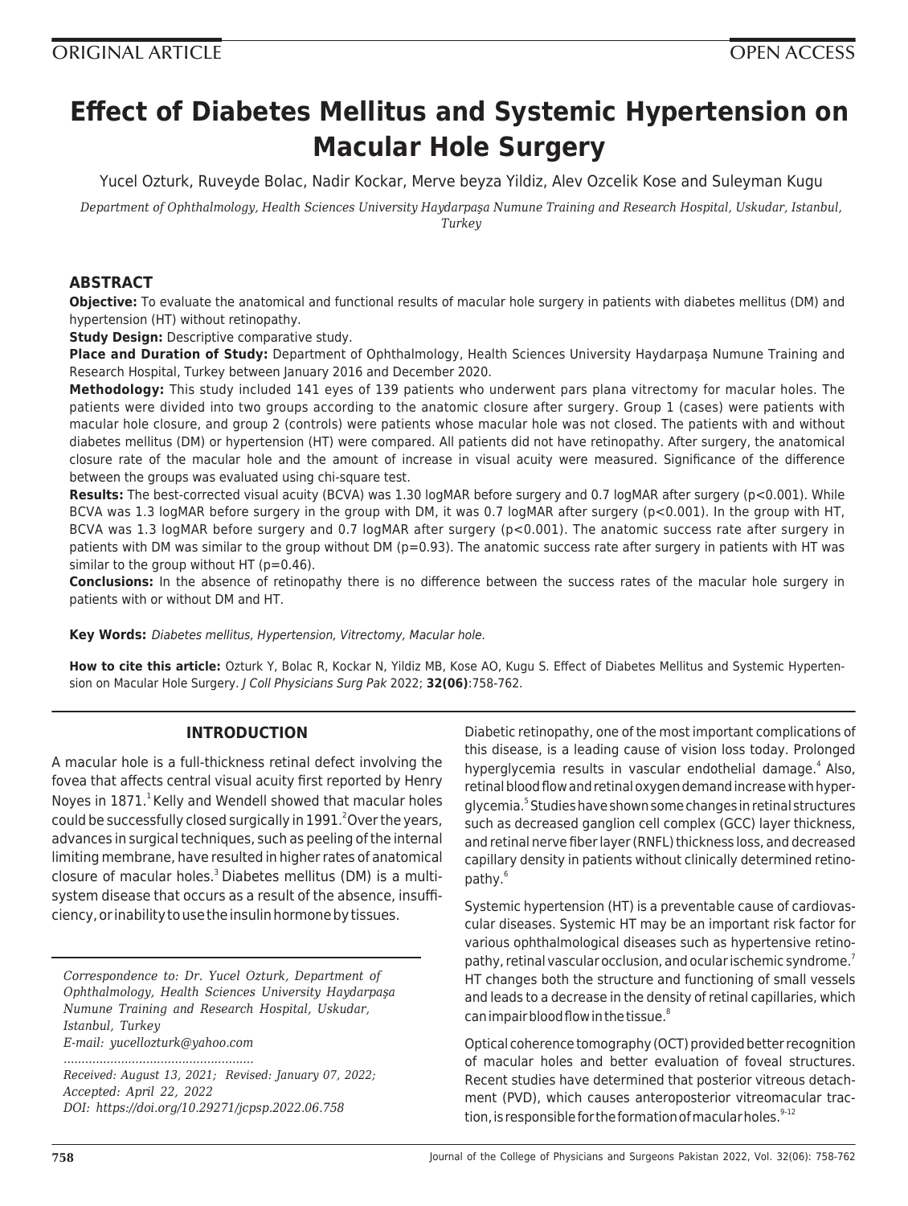ORIGINAL ARTICLE

OPEN ACCESS

# Effect of Diabetes Mellitus and Systemic Hypertension on Macular Hole Surgery

Yucel Ozturk, Ruveyde Bolac, Nadir Kockar, Merve beyza Yildiz, Alev Ozcelik Kose and Suleyman Kugu

*Department of Ophthalmology, Health Sciences University Haydarpaşa Numune Training and Research Hospital, Uskudar, Istanbul, Turkey*

## ABSTRACT

**Objective:** To evaluate the anatomical and functional results of macular hole surgery in patients with diabetes mellitus (DM) and hypertension (HT) without retinopathy.

**Study Design:** Descriptive comparative study.

**Place and Duration of Study:** Department of Ophthalmology, Health Sciences University Haydarpaşa Numune Training and Research Hospital, Turkey between January 2016 and December 2020.

**Methodology:** This study included 141 eyes of 139 patients who underwent pars plana vitrectomy for macular holes. The patients were divided into two groups according to the anatomic closure after surgery. Group 1 (cases) were patients with macular hole closure, and group 2 (controls) were patients whose macular hole was not closed. The patients with and without diabetes mellitus (DM) or hypertension (HT) were compared. All patients did not have retinopathy. After surgery, the anatomical closure rate of the macular hole and the amount of increase in visual acuity were measured. Significance of the difference between the groups was evaluated using chi-square test.

**Results:** The best-corrected visual acuity (BCVA) was 1.30 logMAR before surgery and 0.7 logMAR after surgery ($p<0.001$). While BCVA was 1.3 logMAR before surgery in the group with DM, it was 0.7 logMAR after surgery ($p<0.001$). In the group with HT, BCVA was 1.3 logMAR before surgery and 0.7 logMAR after surgery ($p<0.001$). The anatomic success rate after surgery in patients with DM was similar to the group without DM ($p=0.93$). The anatomic success rate after surgery in patients with HT was similar to the group without HT ($p=0.46$).

**Conclusions:** In the absence of retinopathy there is no difference between the success rates of the macular hole surgery in patients with or without DM and HT.

**Key Words:** *Diabetes mellitus, Hypertension, Vitrectomy, Macular hole.*

**How to cite this article:** Ozturk Y, Bolac R, Kockar N, Yildiz MB, Kose AO, Kugu S. Effect of Diabetes Mellitus and Systemic Hypertension on Macular Hole Surgery. *J Coll Physicians Surg Pak* 2022; **32(06)**:758-762.

## INTRODUCTION

A macular hole is a full-thickness retinal defect involving the fovea that affects central visual acuity first reported by Henry Noyes in 1871.[1] Kelly and Wendell showed that macular holes could be successfully closed surgically in 1991.[2] Over the years, advances in surgical techniques, such as peeling of the internal limiting membrane, have resulted in higher rates of anatomical closure of macular holes.[3] Diabetes mellitus (DM) is a multisystem disease that occurs as a result of the absence, insufficiency, or inability to use the insulin hormone by tissues.

*Correspondence to: Dr. Yucel Ozturk, Department of Ophthalmology, Health Sciences University Haydarpaşa Numune Training and Research Hospital, Uskudar, Istanbul, Turkey*
*E-mail: yucellozturk@yahoo.com*

*Received: August 13, 2021; Revised: January 07, 2022; Accepted: April 22, 2022*
*DOI: https://doi.org/10.29271/jcpsp.2022.06.758*

Diabetic retinopathy, one of the most important complications of this disease, is a leading cause of vision loss today. Prolonged hyperglycemia results in vascular endothelial damage.[4] Also, retinal blood flow and retinal oxygen demand increase with hyperglycemia.[5] Studies have shown some changes in retinal structures such as decreased ganglion cell complex (GCC) layer thickness, and retinal nerve fiber layer (RNFL) thickness loss, and decreased capillary density in patients without clinically determined retinopathy.[6]

Systemic hypertension (HT) is a preventable cause of cardiovascular diseases. Systemic HT may be an important risk factor for various ophthalmological diseases such as hypertensive retinopathy, retinal vascular occlusion, and ocular ischemic syndrome.[7] HT changes both the structure and functioning of small vessels and leads to a decrease in the density of retinal capillaries, which can impair blood flow in the tissue.[8]

Optical coherence tomography (OCT) provided better recognition of macular holes and better evaluation of foveal structures. Recent studies have determined that posterior vitreous detachment (PVD), which causes anteroposterior vitreomacular traction, is responsible for the formation of macular holes.[9-12]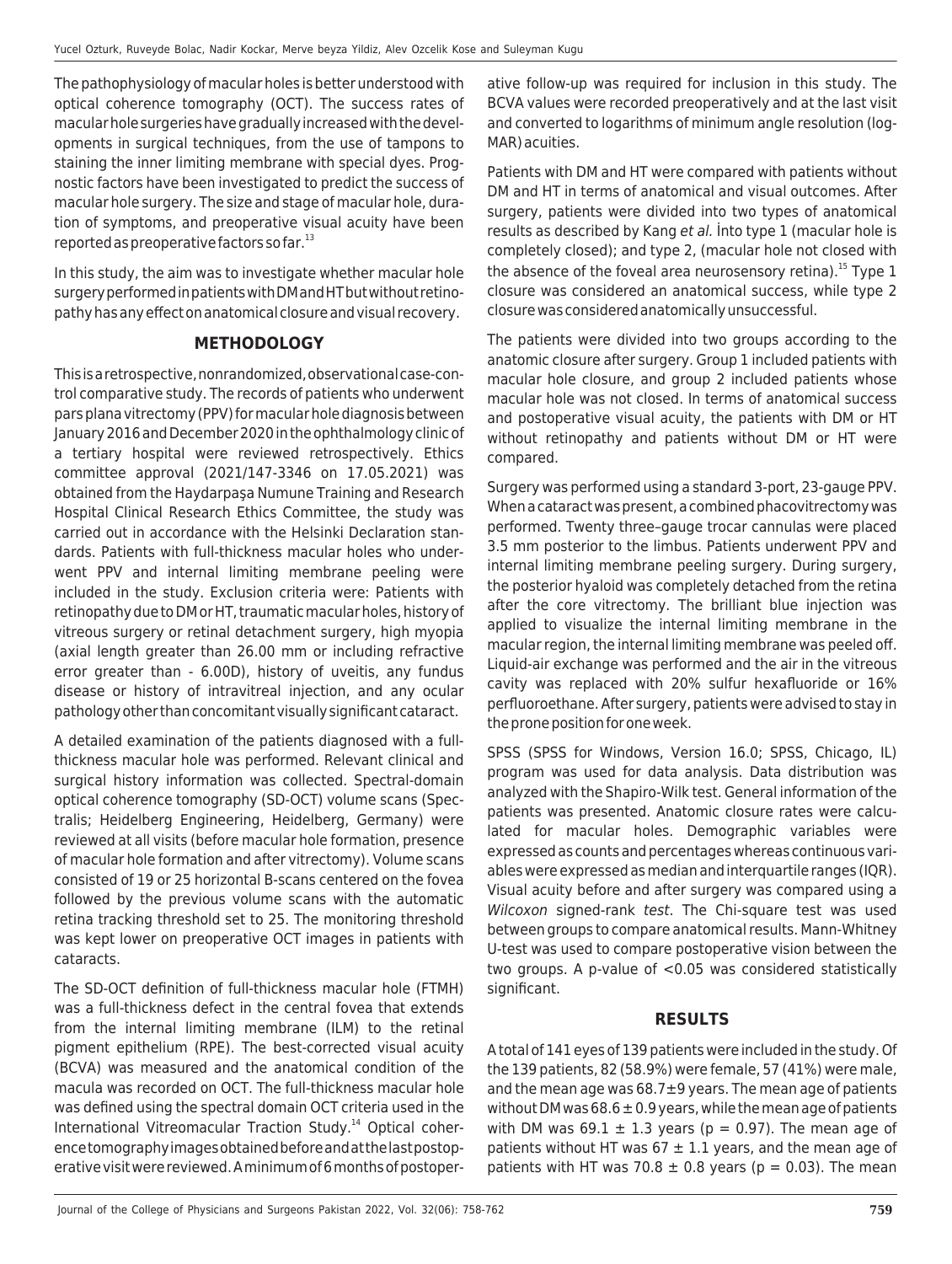The pathophysiology of macular holes is better understood with optical coherence tomography (OCT). The success rates of macular hole surgeries have gradually increased with the developments in surgical techniques, from the use of tampons to staining the inner limiting membrane with special dyes. Prognostic factors have been investigated to predict the success of macular hole surgery. The size and stage of macular hole, duration of symptoms, and preoperative visual acuity have been reported as preoperative factors so far.[13]

In this study, the aim was to investigate whether macular hole surgery performed in patients with DM and HT but without retinopathy has any effect on anatomical closure and visual recovery.

## METHODOLOGY

This is a retrospective, nonrandomized, observational case-control comparative study. The records of patients who underwent pars plana vitrectomy (PPV) for macular hole diagnosis between January 2016 and December 2020 in the ophthalmology clinic of a tertiary hospital were reviewed retrospectively. Ethics committee approval (2021/147-3346 on 17.05.2021) was obtained from the Haydarpaşa Numune Training and Research Hospital Clinical Research Ethics Committee, the study was carried out in accordance with the Helsinki Declaration standards. Patients with full-thickness macular holes who underwent PPV and internal limiting membrane peeling were included in the study. Exclusion criteria were: Patients with retinopathy due to DM or HT, traumatic macular holes, history of vitreous surgery or retinal detachment surgery, high myopia (axial length greater than 26.00 mm or including refractive error greater than - 6.00D), history of uveitis, any fundus disease or history of intravitreal injection, and any ocular pathology other than concomitant visually significant cataract.

A detailed examination of the patients diagnosed with a full-thickness macular hole was performed. Relevant clinical and surgical history information was collected. Spectral-domain optical coherence tomography (SD-OCT) volume scans (Spectralis; Heidelberg Engineering, Heidelberg, Germany) were reviewed at all visits (before macular hole formation, presence of macular hole formation and after vitrectomy). Volume scans consisted of 19 or 25 horizontal B-scans centered on the fovea followed by the previous volume scans with the automatic retina tracking threshold set to 25. The monitoring threshold was kept lower on preoperative OCT images in patients with cataracts.

The SD-OCT definition of full-thickness macular hole (FTMH) was a full-thickness defect in the central fovea that extends from the internal limiting membrane (ILM) to the retinal pigment epithelium (RPE). The best-corrected visual acuity (BCVA) was measured and the anatomical condition of the macula was recorded on OCT. The full-thickness macular hole was defined using the spectral domain OCT criteria used in the International Vitreomacular Traction Study.[14] Optical coherence tomography images obtained before and at the last postoperative visit were reviewed. A minimum of 6 months of postoperative follow-up was required for inclusion in this study. The BCVA values were recorded preoperatively and at the last visit and converted to logarithms of minimum angle resolution (logMAR) acuities.

Patients with DM and HT were compared with patients without DM and HT in terms of anatomical and visual outcomes. After surgery, patients were divided into two types of anatomical results as described by Kang *et al.* İnto type 1 (macular hole is completely closed); and type 2, (macular hole not closed with the absence of the foveal area neurosensory retina).[15] Type 1 closure was considered an anatomical success, while type 2 closure was considered anatomically unsuccessful.

The patients were divided into two groups according to the anatomic closure after surgery. Group 1 included patients with macular hole closure, and group 2 included patients whose macular hole was not closed. In terms of anatomical success and postoperative visual acuity, the patients with DM or HT without retinopathy and patients without DM or HT were compared.

Surgery was performed using a standard 3-port, 23-gauge PPV. When a cataract was present, a combined phacovitrectomy was performed. Twenty three–gauge trocar cannulas were placed 3.5 mm posterior to the limbus. Patients underwent PPV and internal limiting membrane peeling surgery. During surgery, the posterior hyaloid was completely detached from the retina after the core vitrectomy. The brilliant blue injection was applied to visualize the internal limiting membrane in the macular region, the internal limiting membrane was peeled off. Liquid-air exchange was performed and the air in the vitreous cavity was replaced with 20% sulfur hexafluoride or 16% perfluoroethane. After surgery, patients were advised to stay in the prone position for one week.

SPSS (SPSS for Windows, Version 16.0; SPSS, Chicago, IL) program was used for data analysis. Data distribution was analyzed with the Shapiro-Wilk test. General information of the patients was presented. Anatomic closure rates were calculated for macular holes. Demographic variables were expressed as counts and percentages whereas continuous variables were expressed as median and interquartile ranges (IQR). Visual acuity before and after surgery was compared using a *Wilcoxon* signed-rank *test*. The Chi-square test was used between groups to compare anatomical results. Mann-Whitney U-test was used to compare postoperative vision between the two groups. A p-value of $<0.05$ was considered statistically significant.

## RESULTS

A total of 141 eyes of 139 patients were included in the study. Of the 139 patients, 82 (58.9%) were female, 57 (41%) were male, and the mean age was $68.7 \pm 9$ years. The mean age of patients without DM was $68.6 \pm 0.9$ years, while the mean age of patients with DM was $69.1 \pm 1.3$ years ($p = 0.97$). The mean age of patients without HT was $67 \pm 1.1$ years, and the mean age of patients with HT was $70.8 \pm 0.8$ years ($p = 0.03$). The mean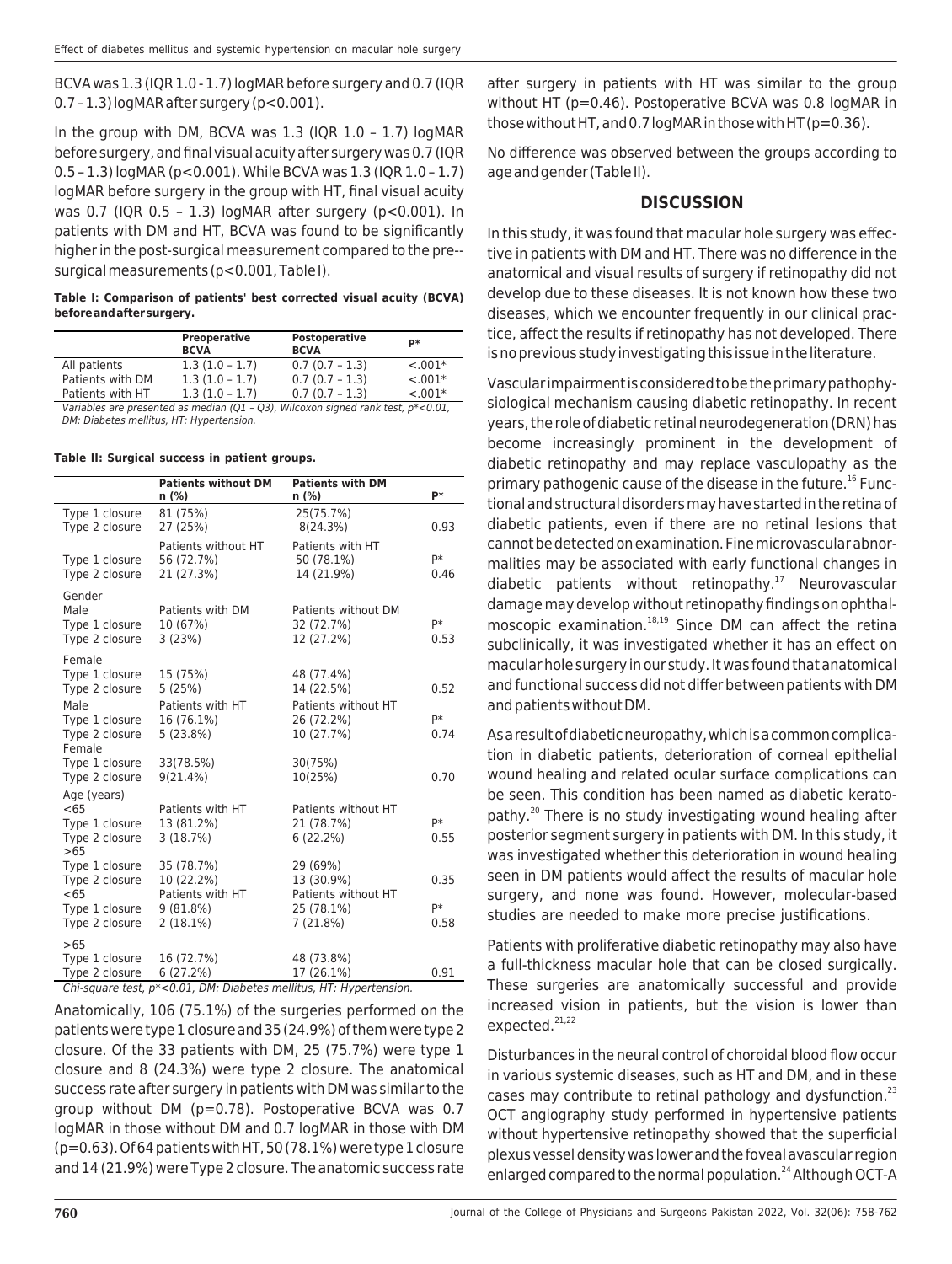BCVA was 1.3 (IQR 1.0 - 1.7) logMAR before surgery and 0.7 (IQR 0.7 – 1.3) logMAR after surgery (p<0.001).

In the group with DM, BCVA was 1.3 (IQR 1.0 – 1.7) logMAR before surgery, and final visual acuity after surgery was 0.7 (IQR 0.5 – 1.3) logMAR (p<0.001). While BCVA was 1.3 (IQR 1.0 – 1.7) logMAR before surgery in the group with HT, final visual acuity was 0.7 (IQR 0.5 – 1.3) logMAR after surgery (p<0.001). In patients with DM and HT, BCVA was found to be significantly higher in the post-surgical measurement compared to the pre-surgical measurements (p<0.001, Table I).

**Table I: Comparison of patients' best corrected visual acuity (BCVA) before and after surgery.**

| | Preoperative BCVA | Postoperative BCVA | P* |
|---|---|---|---|
| All patients | 1.3 (1.0 – 1.7) | 0.7 (0.7 – 1.3) | <.001* |
| Patients with DM | 1.3 (1.0 – 1.7) | 0.7 (0.7 – 1.3) | <.001* |
| Patients with HT | 1.3 (1.0 – 1.7) | 0.7 (0.7 – 1.3) | <.001* |

*Variables are presented as median (Q1 – Q3), Wilcoxon signed rank test, p*<0.01, DM: Diabetes mellitus, HT: Hypertension.*

**Table II: Surgical success in patient groups.**

| | Patients without DM n (%) | Patients with DM n (%) | P* |
|---|---|---|---|
| Type 1 closure | 81 (75%) | 25(75.7%) | |
| Type 2 closure | 27 (25%) | 8(24.3%) | 0.93 |
| | Patients without HT | Patients with HT | |
| Type 1 closure | 56 (72.7%) | 50 (78.1%) | P* |
| Type 2 closure | 21 (27.3%) | 14 (21.9%) | 0.46 |
| Gender | | | |
| Male | Patients with DM | Patients without DM | |
| Type 1 closure | 10 (67%) | 32 (72.7%) | P* |
| Type 2 closure | 3 (23%) | 12 (27.2%) | 0.53 |
| Female | | | |
| Type 1 closure | 15 (75%) | 48 (77.4%) | |
| Type 2 closure | 5 (25%) | 14 (22.5%) | 0.52 |
| Male | Patients with HT | Patients without HT | |
| Type 1 closure | 16 (76.1%) | 26 (72.2%) | P* |
| Type 2 closure | 5 (23.8%) | 10 (27.7%) | 0.74 |
| Female | | | |
| Type 1 closure | 33(78.5%) | 30(75%) | |
| Type 2 closure | 9(21.4%) | 10(25%) | 0.70 |
| Age (years) | | | |
| <65 | Patients with HT | Patients without HT | |
| Type 1 closure | 13 (81.2%) | 21 (78.7%) | P* |
| Type 2 closure | 3 (18.7%) | 6 (22.2%) | 0.55 |
| >65 | | | |
| Type 1 closure | 35 (78.7%) | 29 (69%) | |
| Type 2 closure | 10 (22.2%) | 13 (30.9%) | 0.35 |
| <65 | Patients with HT | Patients without HT | |
| Type 1 closure | 9 (81.8%) | 25 (78.1%) | P* |
| Type 2 closure | 2 (18.1%) | 7 (21.8%) | 0.58 |
| >65 | | | |
| Type 1 closure | 16 (72.7%) | 48 (73.8%) | |
| Type 2 closure | 6 (27.2%) | 17 (26.1%) | 0.91 |

*Chi-square test, p*<0.01, DM: Diabetes mellitus, HT: Hypertension.*

Anatomically, 106 (75.1%) of the surgeries performed on the patients were type 1 closure and 35 (24.9%) of them were type 2 closure. Of the 33 patients with DM, 25 (75.7%) were type 1 closure and 8 (24.3%) were type 2 closure. The anatomical success rate after surgery in patients with DM was similar to the group without DM (p=0.78). Postoperative BCVA was 0.7 logMAR in those without DM and 0.7 logMAR in those with DM (p=0.63). Of 64 patients with HT, 50 (78.1%) were type 1 closure and 14 (21.9%) were Type 2 closure. The anatomic success rate after surgery in patients with HT was similar to the group without HT (p=0.46). Postoperative BCVA was 0.8 logMAR in those without HT, and 0.7 logMAR in those with HT (p=0.36).

No difference was observed between the groups according to age and gender (Table II).

## DISCUSSION

In this study, it was found that macular hole surgery was effective in patients with DM and HT. There was no difference in the anatomical and visual results of surgery if retinopathy did not develop due to these diseases. It is not known how these two diseases, which we encounter frequently in our clinical practice, affect the results if retinopathy has not developed. There is no previous study investigating this issue in the literature.

Vascular impairment is considered to be the primary pathophysiological mechanism causing diabetic retinopathy. In recent years, the role of diabetic retinal neurodegeneration (DRN) has become increasingly prominent in the development of diabetic retinopathy and may replace vasculopathy as the primary pathogenic cause of the disease in the future.[16] Functional and structural disorders may have started in the retina of diabetic patients, even if there are no retinal lesions that cannot be detected on examination. Fine microvascular abnormalities may be associated with early functional changes in diabetic patients without retinopathy.[17] Neurovascular damage may develop without retinopathy findings on ophthalmoscopic examination.[18,19] Since DM can affect the retina subclinically, it was investigated whether it has an effect on macular hole surgery in our study. It was found that anatomical and functional success did not differ between patients with DM and patients without DM.

As a result of diabetic neuropathy, which is a common complication in diabetic patients, deterioration of corneal epithelial wound healing and related ocular surface complications can be seen. This condition has been named as diabetic keratopathy.[20] There is no study investigating wound healing after posterior segment surgery in patients with DM. In this study, it was investigated whether this deterioration in wound healing seen in DM patients would affect the results of macular hole surgery, and none was found. However, molecular-based studies are needed to make more precise justifications.

Patients with proliferative diabetic retinopathy may also have a full-thickness macular hole that can be closed surgically. These surgeries are anatomically successful and provide increased vision in patients, but the vision is lower than expected.[21,22]

Disturbances in the neural control of choroidal blood flow occur in various systemic diseases, such as HT and DM, and in these cases may contribute to retinal pathology and dysfunction.[23] OCT angiography study performed in hypertensive patients without hypertensive retinopathy showed that the superficial plexus vessel density was lower and the foveal avascular region enlarged compared to the normal population.[24] Although OCT-A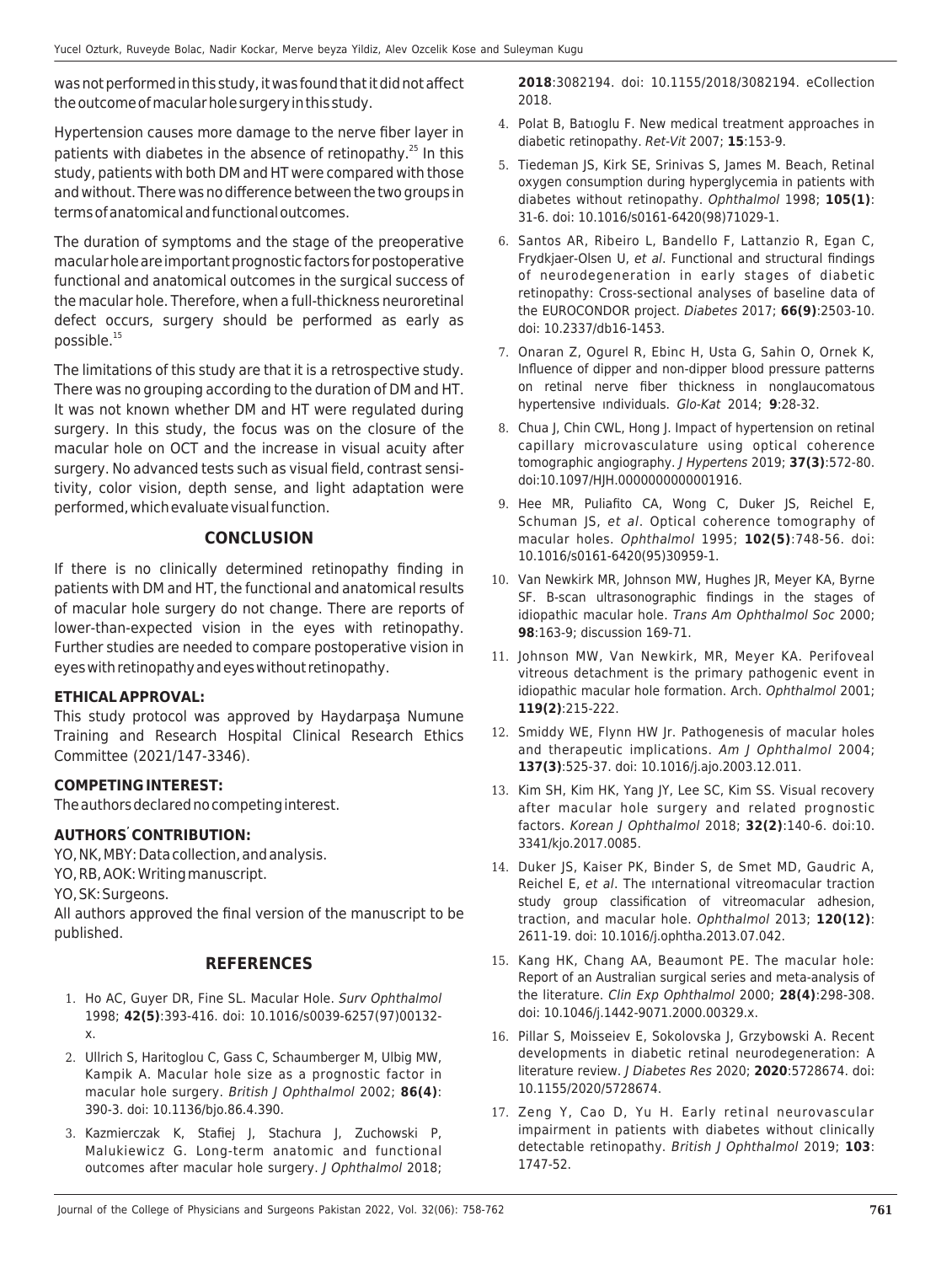was not performed in this study, it was found that it did not affect the outcome of macular hole surgery in this study.

Hypertension causes more damage to the nerve fiber layer in patients with diabetes in the absence of retinopathy.[25] In this study, patients with both DM and HT were compared with those and without. There was no difference between the two groups in terms of anatomical and functional outcomes.

The duration of symptoms and the stage of the preoperative macular hole are important prognostic factors for postoperative functional and anatomical outcomes in the surgical success of the macular hole. Therefore, when a full-thickness neuroretinal defect occurs, surgery should be performed as early as possible.[15]

The limitations of this study are that it is a retrospective study. There was no grouping according to the duration of DM and HT. It was not known whether DM and HT were regulated during surgery. In this study, the focus was on the closure of the macular hole on OCT and the increase in visual acuity after surgery. No advanced tests such as visual field, contrast sensitivity, color vision, depth sense, and light adaptation were performed, which evaluate visual function.

## CONCLUSION

If there is no clinically determined retinopathy finding in patients with DM and HT, the functional and anatomical results of macular hole surgery do not change. There are reports of lower-than-expected vision in the eyes with retinopathy. Further studies are needed to compare postoperative vision in eyes with retinopathy and eyes without retinopathy.

**ETHICAL APPROVAL:**

This study protocol was approved by Haydarpaşa Numune Training and Research Hospital Clinical Research Ethics Committee (2021/147-3346).

**COMPETING INTEREST:**

The authors declared no competing interest.

**AUTHORS' CONTRIBUTION:**

YO, NK, MBY: Data collection, and analysis.

YO, RB, AOK: Writing manuscript.

YO, SK: Surgeons.

All authors approved the final version of the manuscript to be published.

## REFERENCES

1. Ho AC, Guyer DR, Fine SL. Macular Hole. *Surv Ophthalmol* 1998; **42(5)**:393-416. doi: 10.1016/s0039-6257(97)00132-x.
2. Ullrich S, Haritoglou C, Gass C, Schaumberger M, Ulbig MW, Kampik A. Macular hole size as a prognostic factor in macular hole surgery. *British J Ophthalmol* 2002; **86(4)**: 390-3. doi: 10.1136/bjo.86.4.390.
3. Kazmierczak K, Stafiej J, Stachura J, Zuchowski P, Malukiewicz G. Long-term anatomic and functional outcomes after macular hole surgery. *J Ophthalmol* 2018; **2018**:3082194. doi: 10.1155/2018/3082194. eCollection 2018.
4. Polat B, Batıoglu F. New medical treatment approaches in diabetic retinopathy. *Ret-Vit* 2007; **15**:153-9.
5. Tiedeman JS, Kirk SE, Srinivas S, James M. Beach, Retinal oxygen consumption during hyperglycemia in patients with diabetes without retinopathy. *Ophthalmol* 1998; **105(1)**: 31-6. doi: 10.1016/s0161-6420(98)71029-1.
6. Santos AR, Ribeiro L, Bandello F, Lattanzio R, Egan C, Frydkjaer-Olsen U, *et al*. Functional and structural findings of neurodegeneration in early stages of diabetic retinopathy: Cross-sectional analyses of baseline data of the EUROCONDOR project. *Diabetes* 2017; **66(9)**:2503-10. doi: 10.2337/db16-1453.
7. Onaran Z, Ogurel R, Ebinc H, Usta G, Sahin O, Ornek K, Influence of dipper and non-dipper blood pressure patterns on retinal nerve fiber thickness in nonglaucomatous hypertensive ındividuals. *Glo-Kat* 2014; **9**:28-32.
8. Chua J, Chin CWL, Hong J. Impact of hypertension on retinal capillary microvasculature using optical coherence tomographic angiography. *J Hypertens* 2019; **37(3)**:572-80. doi:10.1097/HJH.0000000000001916.
9. Hee MR, Puliafito CA, Wong C, Duker JS, Reichel E, Schuman JS, *et al*. Optical coherence tomography of macular holes. *Ophthalmol* 1995; **102(5)**:748-56. doi: 10.1016/s0161-6420(95)30959-1.
10. Van Newkirk MR, Johnson MW, Hughes JR, Meyer KA, Byrne SF. B-scan ultrasonographic findings in the stages of idiopathic macular hole. *Trans Am Ophthalmol Soc* 2000; **98**:163-9; discussion 169-71.
11. Johnson MW, Van Newkirk, MR, Meyer KA. Perifoveal vitreous detachment is the primary pathogenic event in idiopathic macular hole formation. Arch. *Ophthalmol* 2001; **119(2)**:215-222.
12. Smiddy WE, Flynn HW Jr. Pathogenesis of macular holes and therapeutic implications. *Am J Ophthalmol* 2004; **137(3)**:525-37. doi: 10.1016/j.ajo.2003.12.011.
13. Kim SH, Kim HK, Yang JY, Lee SC, Kim SS. Visual recovery after macular hole surgery and related prognostic factors. *Korean J Ophthalmol* 2018; **32(2)**:140-6. doi:10.3341/kjo.2017.0085.
14. Duker JS, Kaiser PK, Binder S, de Smet MD, Gaudric A, Reichel E, *et al*. The ınternational vitreomacular traction study group classification of vitreomacular adhesion, traction, and macular hole. *Ophthalmol* 2013; **120(12)**: 2611-19. doi: 10.1016/j.ophtha.2013.07.042.
15. Kang HK, Chang AA, Beaumont PE. The macular hole: Report of an Australian surgical series and meta-analysis of the literature. *Clin Exp Ophthalmol* 2000; **28(4)**:298-308. doi: 10.1046/j.1442-9071.2000.00329.x.
16. Pillar S, Moisseiev E, Sokolovska J, Grzybowski A. Recent developments in diabetic retinal neurodegeneration: A literature review. *J Diabetes Res* 2020; **2020**:5728674. doi: 10.1155/2020/5728674.
17. Zeng Y, Cao D, Yu H. Early retinal neurovascular impairment in patients with diabetes without clinically detectable retinopathy. *British J Ophthalmol* 2019; **103**: 1747-52.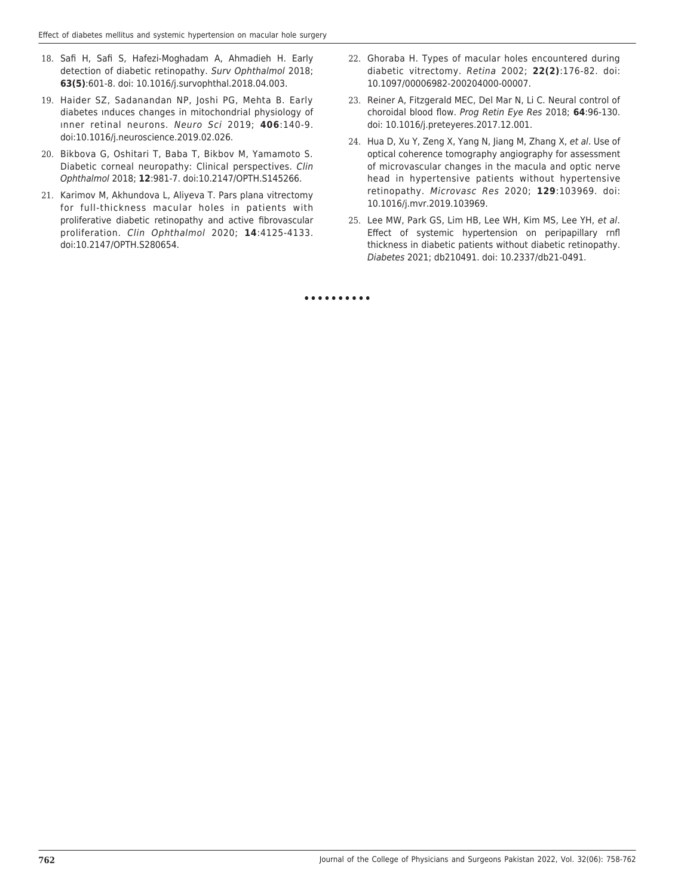18. Safi H, Safi S, Hafezi-Moghadam A, Ahmadieh H. Early detection of diabetic retinopathy. *Surv Ophthalmol* 2018; **63(5)**:601-8. doi: 10.1016/j.survophthal.2018.04.003.
19. Haider SZ, Sadanandan NP, Joshi PG, Mehta B. Early diabetes ınduces changes in mitochondrial physiology of ınner retinal neurons. *Neuro Sci* 2019; **406**:140-9. doi:10.1016/j.neuroscience.2019.02.026.
20. Bikbova G, Oshitari T, Baba T, Bikbov M, Yamamoto S. Diabetic corneal neuropathy: Clinical perspectives. *Clin Ophthalmol* 2018; **12**:981-7. doi:10.2147/OPTH.S145266.
21. Karimov M, Akhundova L, Aliyeva T. Pars plana vitrectomy for full-thickness macular holes in patients with proliferative diabetic retinopathy and active fibrovascular proliferation. *Clin Ophthalmol* 2020; **14**:4125-4133. doi:10.2147/OPTH.S280654.
22. Ghoraba H. Types of macular holes encountered during diabetic vitrectomy. *Retina* 2002; **22(2)**:176-82. doi: 10.1097/00006982-200204000-00007.
23. Reiner A, Fitzgerald MEC, Del Mar N, Li C. Neural control of choroidal blood flow. *Prog Retin Eye Res* 2018; **64**:96-130. doi: 10.1016/j.preteyeres.2017.12.001.
24. Hua D, Xu Y, Zeng X, Yang N, Jiang M, Zhang X, *et al*. Use of optical coherence tomography angiography for assessment of microvascular changes in the macula and optic nerve head in hypertensive patients without hypertensive retinopathy. *Microvasc Res* 2020; **129**:103969. doi: 10.1016/j.mvr.2019.103969.
25. Lee MW, Park GS, Lim HB, Lee WH, Kim MS, Lee YH, *et al*. Effect of systemic hypertension on peripapillary rnfl thickness in diabetic patients without diabetic retinopathy. *Diabetes* 2021; db210491. doi: 10.2337/db21-0491.

••••••••••